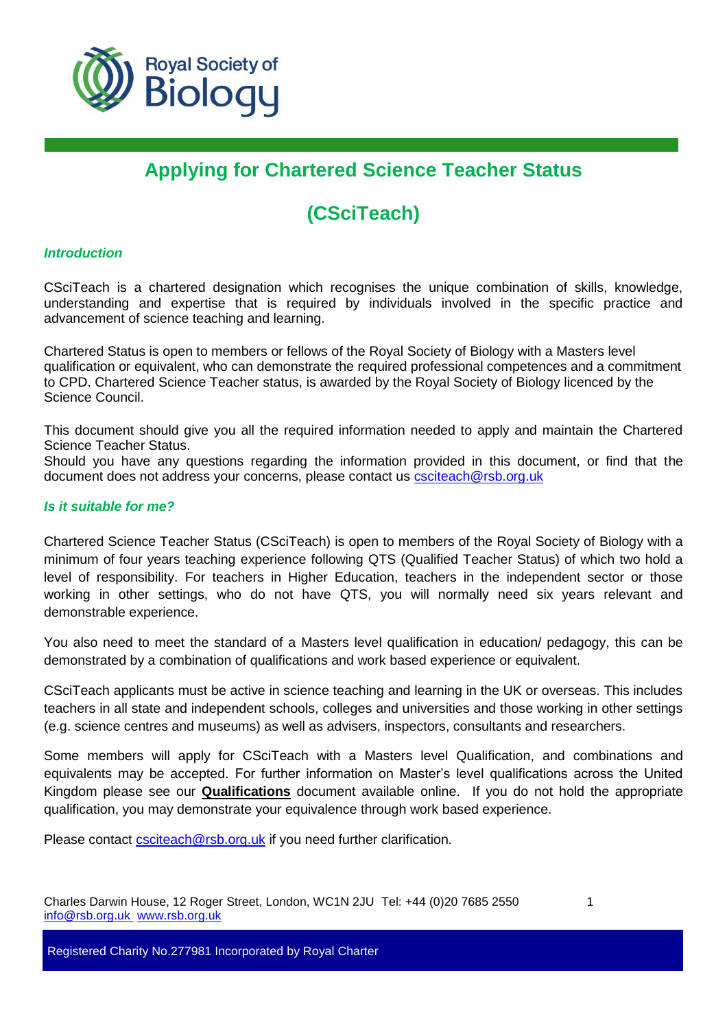# Applying for Chartered Science Teacher Status

# (CSciTeach)

### *Introduction*

CSciTeach is a chartered designation which recognises the unique combination of skills, knowledge, understanding and expertise that is required by individuals involved in the specific practice and advancement of science teaching and learning.

Chartered Status is open to members or fellows of the Royal Society of Biology with a Masters level qualification or equivalent, who can demonstrate the required professional competences and a commitment to CPD. Chartered Science Teacher status, is awarded by the Royal Society of Biology licenced by the Science Council.

This document should give you all the required information needed to apply and maintain the Chartered Science Teacher Status.
Should you have any questions regarding the information provided in this document, or find that the document does not address your concerns, please contact us csciteach@rsb.org.uk

### *Is it suitable for me?*

Chartered Science Teacher Status (CSciTeach) is open to members of the Royal Society of Biology with a minimum of four years teaching experience following QTS (Qualified Teacher Status) of which two hold a level of responsibility. For teachers in Higher Education, teachers in the independent sector or those working in other settings, who do not have QTS, you will normally need six years relevant and demonstrable experience.

You also need to meet the standard of a Masters level qualification in education/ pedagogy, this can be demonstrated by a combination of qualifications and work based experience or equivalent.

CSciTeach applicants must be active in science teaching and learning in the UK or overseas. This includes teachers in all state and independent schools, colleges and universities and those working in other settings (e.g. science centres and museums) as well as advisers, inspectors, consultants and researchers.

Some members will apply for CSciTeach with a Masters level Qualification, and combinations and equivalents may be accepted. For further information on Master's level qualifications across the United Kingdom please see our **Qualifications** document available online. If you do not hold the appropriate qualification, you may demonstrate your equivalence through work based experience.

Please contact csciteach@rsb.org.uk if you need further clarification.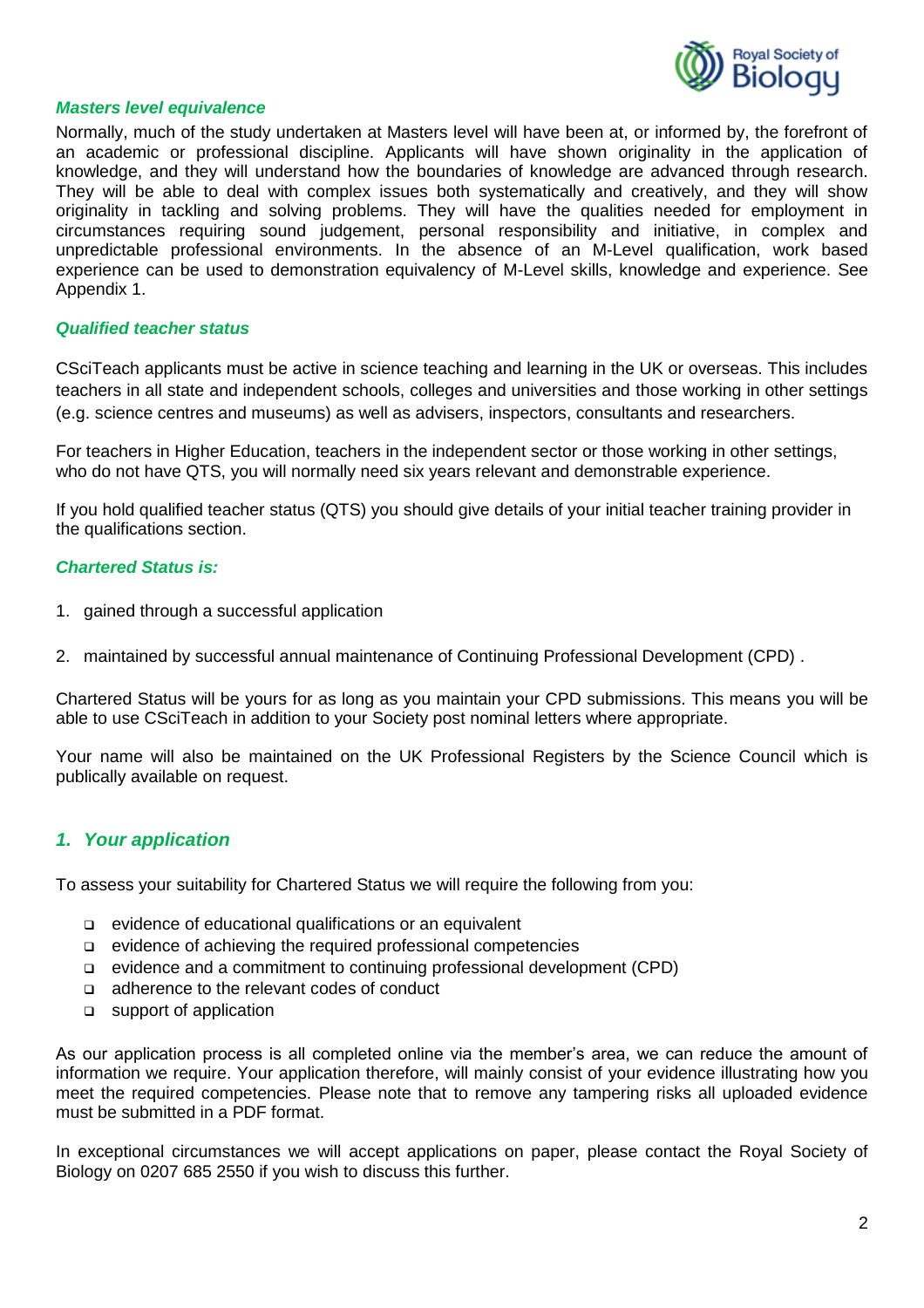### *Masters level equivalence*

Normally, much of the study undertaken at Masters level will have been at, or informed by, the forefront of an academic or professional discipline. Applicants will have shown originality in the application of knowledge, and they will understand how the boundaries of knowledge are advanced through research. They will be able to deal with complex issues both systematically and creatively, and they will show originality in tackling and solving problems. They will have the qualities needed for employment in circumstances requiring sound judgement, personal responsibility and initiative, in complex and unpredictable professional environments. In the absence of an M-Level qualification, work based experience can be used to demonstration equivalency of M-Level skills, knowledge and experience. See Appendix 1.

### *Qualified teacher status*

CSciTeach applicants must be active in science teaching and learning in the UK or overseas. This includes teachers in all state and independent schools, colleges and universities and those working in other settings (e.g. science centres and museums) as well as advisers, inspectors, consultants and researchers.

For teachers in Higher Education, teachers in the independent sector or those working in other settings, who do not have QTS, you will normally need six years relevant and demonstrable experience.

If you hold qualified teacher status (QTS) you should give details of your initial teacher training provider in the qualifications section.

### *Chartered Status is:*

1. gained through a successful application
2. maintained by successful annual maintenance of Continuing Professional Development (CPD) .

Chartered Status will be yours for as long as you maintain your CPD submissions. This means you will be able to use CSciTeach in addition to your Society post nominal letters where appropriate.

Your name will also be maintained on the UK Professional Registers by the Science Council which is publically available on request.

## *1. Your application*

To assess your suitability for Chartered Status we will require the following from you:

- evidence of educational qualifications or an equivalent
- evidence of achieving the required professional competencies
- evidence and a commitment to continuing professional development (CPD)
- adherence to the relevant codes of conduct
- support of application

As our application process is all completed online via the member's area, we can reduce the amount of information we require. Your application therefore, will mainly consist of your evidence illustrating how you meet the required competencies. Please note that to remove any tampering risks all uploaded evidence must be submitted in a PDF format.

In exceptional circumstances we will accept applications on paper, please contact the Royal Society of Biology on 0207 685 2550 if you wish to discuss this further.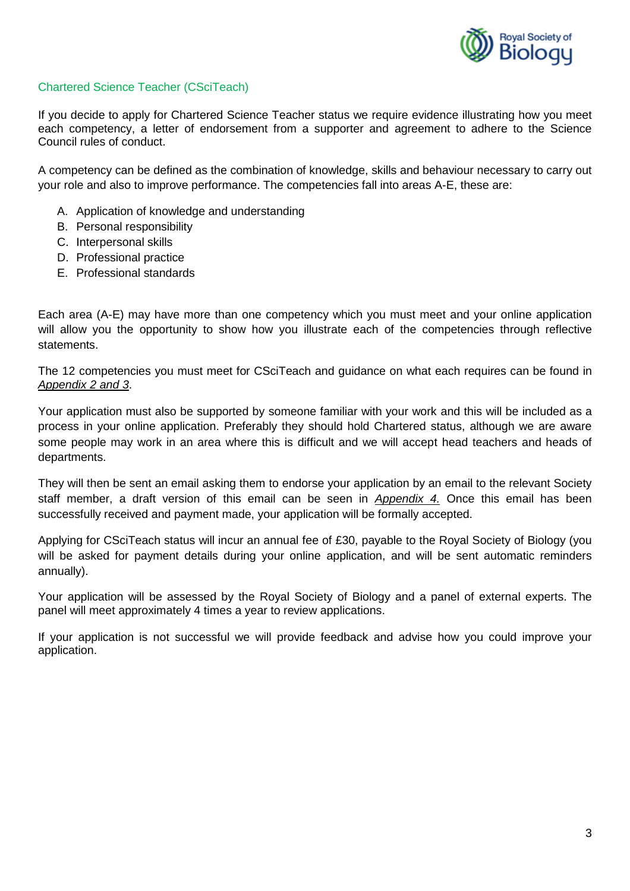## Chartered Science Teacher (CSciTeach)

If you decide to apply for Chartered Science Teacher status we require evidence illustrating how you meet each competency, a letter of endorsement from a supporter and agreement to adhere to the Science Council rules of conduct.

A competency can be defined as the combination of knowledge, skills and behaviour necessary to carry out your role and also to improve performance. The competencies fall into areas A-E, these are:

A. Application of knowledge and understanding
B. Personal responsibility
C. Interpersonal skills
D. Professional practice
E. Professional standards

Each area (A-E) may have more than one competency which you must meet and your online application will allow you the opportunity to show how you illustrate each of the competencies through reflective statements.

The 12 competencies you must meet for CSciTeach and guidance on what each requires can be found in *Appendix 2 and 3*.

Your application must also be supported by someone familiar with your work and this will be included as a process in your online application. Preferably they should hold Chartered status, although we are aware some people may work in an area where this is difficult and we will accept head teachers and heads of departments.

They will then be sent an email asking them to endorse your application by an email to the relevant Society staff member, a draft version of this email can be seen in *Appendix 4.* Once this email has been successfully received and payment made, your application will be formally accepted.

Applying for CSciTeach status will incur an annual fee of £30, payable to the Royal Society of Biology (you will be asked for payment details during your online application, and will be sent automatic reminders annually).

Your application will be assessed by the Royal Society of Biology and a panel of external experts. The panel will meet approximately 4 times a year to review applications.

If your application is not successful we will provide feedback and advise how you could improve your application.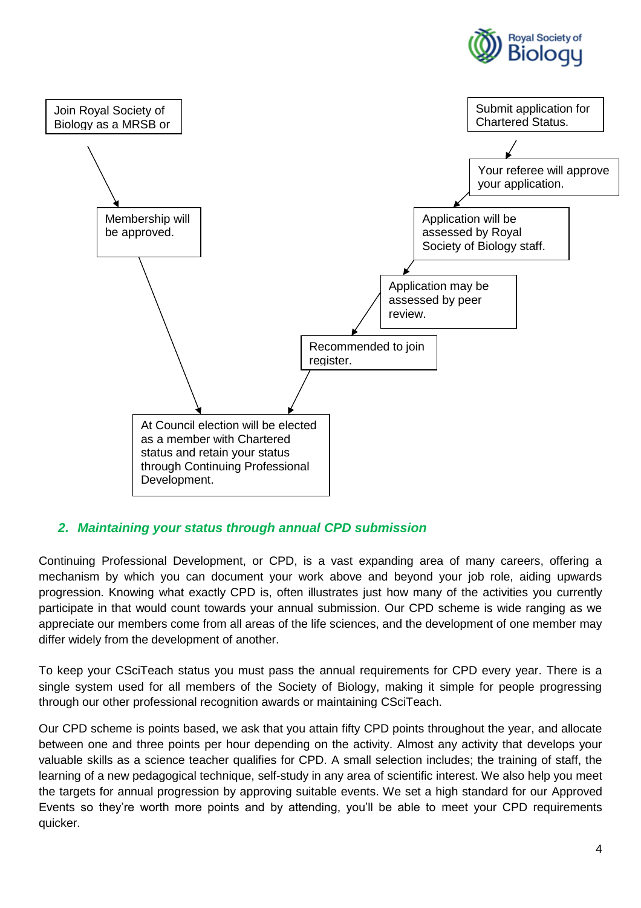Join Royal Society of Biology as a MRSB or

Membership will be approved.

Submit application for Chartered Status.

Your referee will approve your application.

Application will be assessed by Royal Society of Biology staff.

Application may be assessed by peer review.

Recommended to join register.

At Council election will be elected as a member with Chartered status and retain your status through Continuing Professional Development.

## 2. *Maintaining your status through annual CPD submission*

Continuing Professional Development, or CPD, is a vast expanding area of many careers, offering a mechanism by which you can document your work above and beyond your job role, aiding upwards progression. Knowing what exactly CPD is, often illustrates just how many of the activities you currently participate in that would count towards your annual submission. Our CPD scheme is wide ranging as we appreciate our members come from all areas of the life sciences, and the development of one member may differ widely from the development of another.

To keep your CSciTeach status you must pass the annual requirements for CPD every year. There is a single system used for all members of the Society of Biology, making it simple for people progressing through our other professional recognition awards or maintaining CSciTeach.

Our CPD scheme is points based, we ask that you attain fifty CPD points throughout the year, and allocate between one and three points per hour depending on the activity. Almost any activity that develops your valuable skills as a science teacher qualifies for CPD. A small selection includes; the training of staff, the learning of a new pedagogical technique, self-study in any area of scientific interest. We also help you meet the targets for annual progression by approving suitable events. We set a high standard for our Approved Events so they're worth more points and by attending, you'll be able to meet your CPD requirements quicker.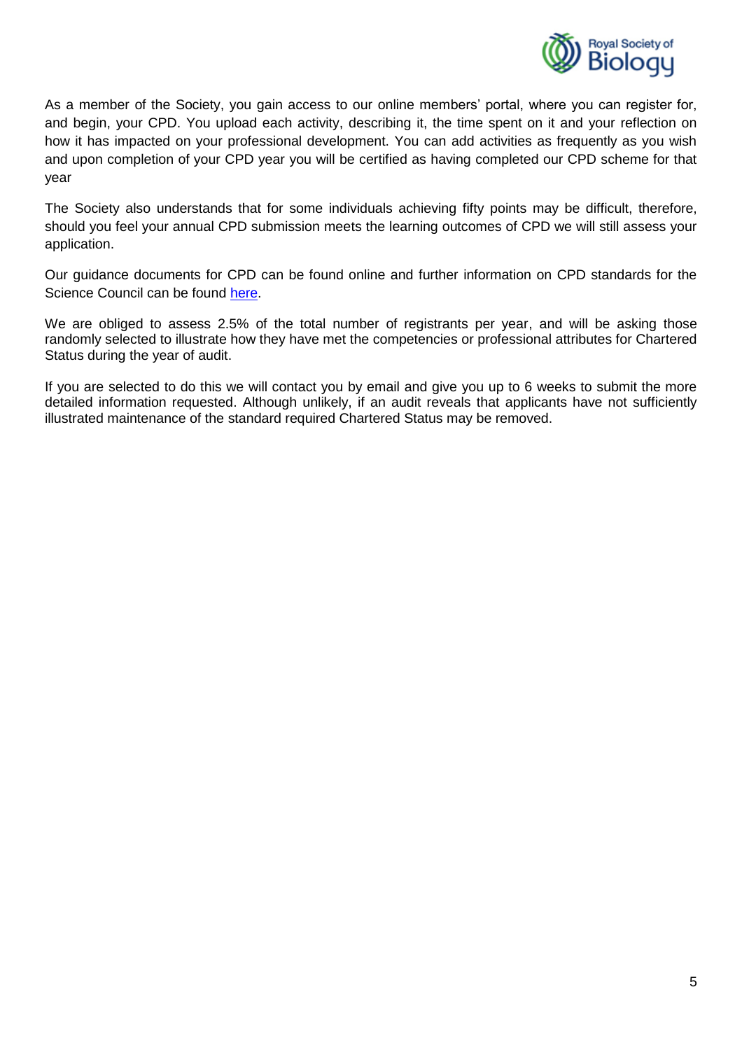As a member of the Society, you gain access to our online members' portal, where you can register for, and begin, your CPD. You upload each activity, describing it, the time spent on it and your reflection on how it has impacted on your professional development. You can add activities as frequently as you wish and upon completion of your CPD year you will be certified as having completed our CPD scheme for that year

The Society also understands that for some individuals achieving fifty points may be difficult, therefore, should you feel your annual CPD submission meets the learning outcomes of CPD we will still assess your application.

Our guidance documents for CPD can be found online and further information on CPD standards for the Science Council can be found here.

We are obliged to assess 2.5% of the total number of registrants per year, and will be asking those randomly selected to illustrate how they have met the competencies or professional attributes for Chartered Status during the year of audit.

If you are selected to do this we will contact you by email and give you up to 6 weeks to submit the more detailed information requested. Although unlikely, if an audit reveals that applicants have not sufficiently illustrated maintenance of the standard required Chartered Status may be removed.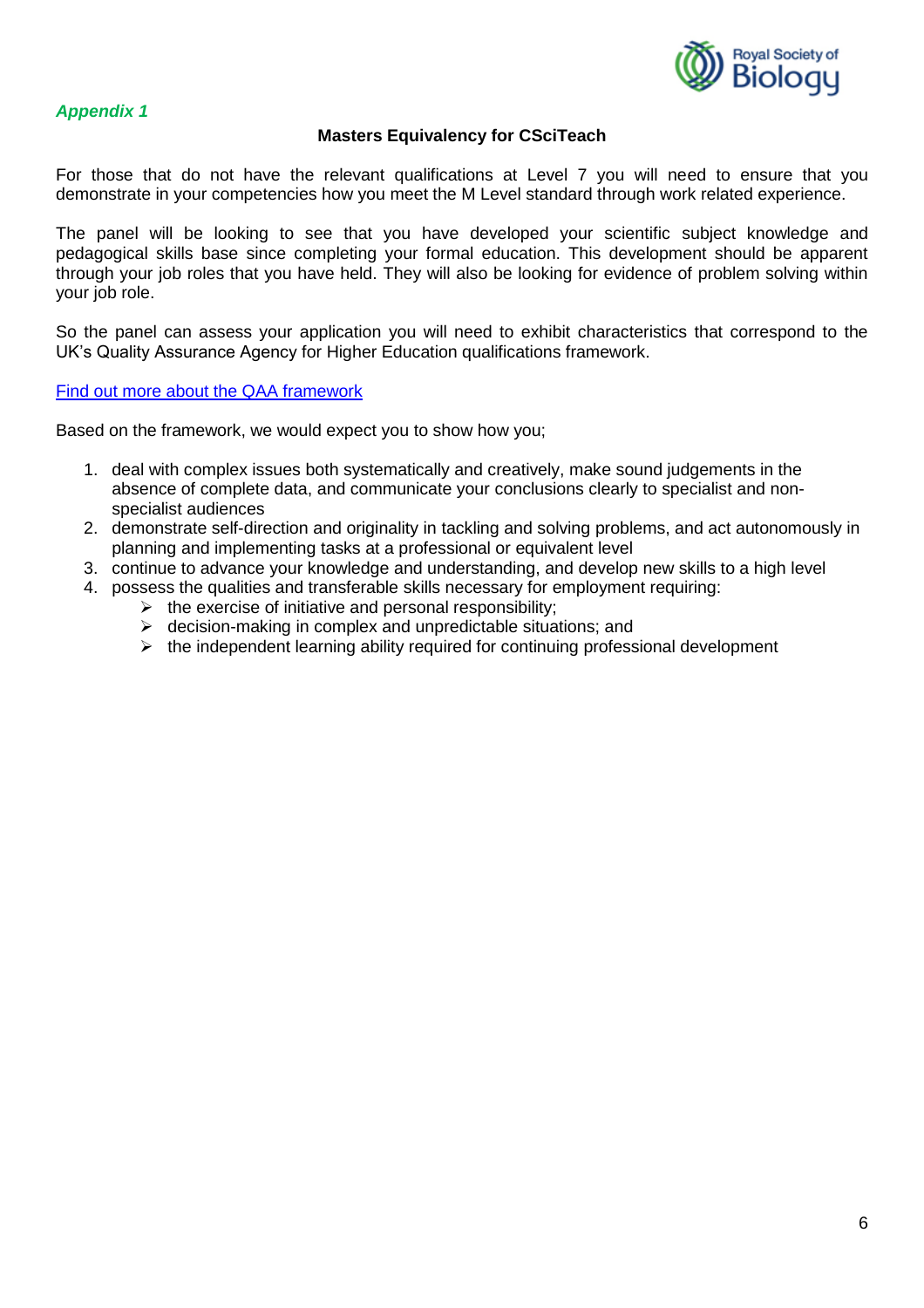*Appendix 1*

**Masters Equivalency for CSciTeach**

For those that do not have the relevant qualifications at Level 7 you will need to ensure that you demonstrate in your competencies how you meet the M Level standard through work related experience.

The panel will be looking to see that you have developed your scientific subject knowledge and pedagogical skills base since completing your formal education. This development should be apparent through your job roles that you have held. They will also be looking for evidence of problem solving within your job role.

So the panel can assess your application you will need to exhibit characteristics that correspond to the UK's Quality Assurance Agency for Higher Education qualifications framework.

Find out more about the QAA framework

Based on the framework, we would expect you to show how you;

1. deal with complex issues both systematically and creatively, make sound judgements in the absence of complete data, and communicate your conclusions clearly to specialist and non-specialist audiences
2. demonstrate self-direction and originality in tackling and solving problems, and act autonomously in planning and implementing tasks at a professional or equivalent level
3. continue to advance your knowledge and understanding, and develop new skills to a high level
4. possess the qualities and transferable skills necessary for employment requiring:
   - the exercise of initiative and personal responsibility;
   - decision-making in complex and unpredictable situations; and
   - the independent learning ability required for continuing professional development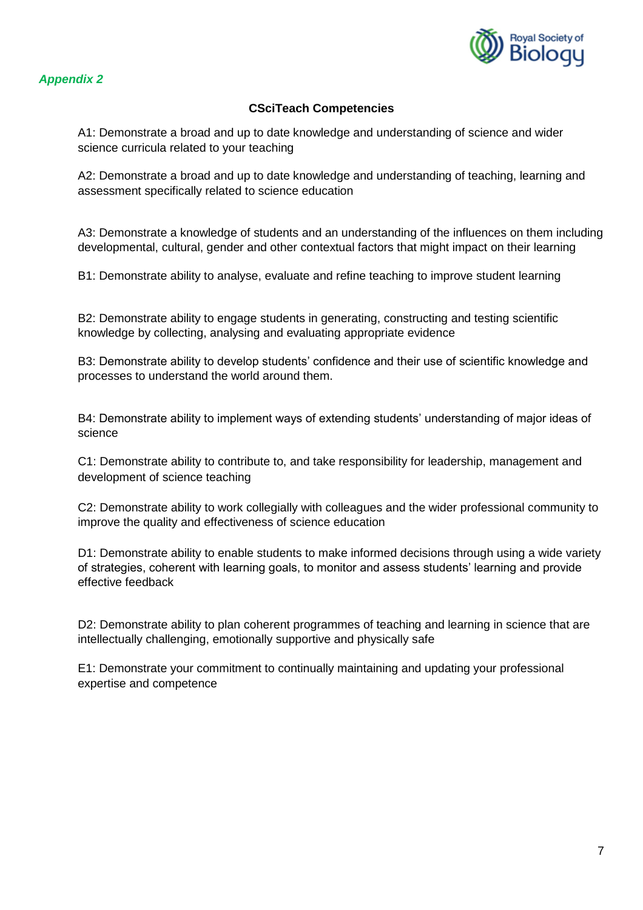*Appendix 2*

**CSciTeach Competencies**

A1: Demonstrate a broad and up to date knowledge and understanding of science and wider science curricula related to your teaching

A2: Demonstrate a broad and up to date knowledge and understanding of teaching, learning and assessment specifically related to science education

A3: Demonstrate a knowledge of students and an understanding of the influences on them including developmental, cultural, gender and other contextual factors that might impact on their learning

B1: Demonstrate ability to analyse, evaluate and refine teaching to improve student learning

B2: Demonstrate ability to engage students in generating, constructing and testing scientific knowledge by collecting, analysing and evaluating appropriate evidence

B3: Demonstrate ability to develop students' confidence and their use of scientific knowledge and processes to understand the world around them.

B4: Demonstrate ability to implement ways of extending students' understanding of major ideas of science

C1: Demonstrate ability to contribute to, and take responsibility for leadership, management and development of science teaching

C2: Demonstrate ability to work collegially with colleagues and the wider professional community to improve the quality and effectiveness of science education

D1: Demonstrate ability to enable students to make informed decisions through using a wide variety of strategies, coherent with learning goals, to monitor and assess students' learning and provide effective feedback

D2: Demonstrate ability to plan coherent programmes of teaching and learning in science that are intellectually challenging, emotionally supportive and physically safe

E1: Demonstrate your commitment to continually maintaining and updating your professional expertise and competence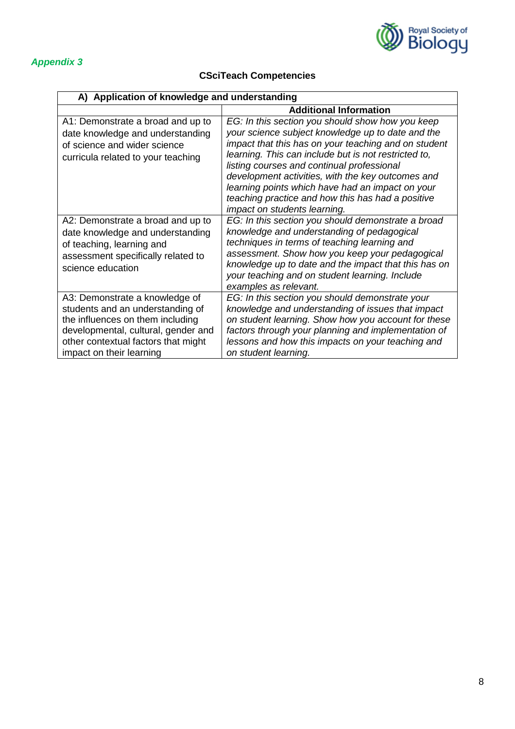*Appendix 3*

## CSciTeach Competencies

| A) Application of knowledge and understanding | |
|---|---|
| | **Additional Information** |
| A1: Demonstrate a broad and up to date knowledge and understanding of science and wider science curricula related to your teaching | *EG: In this section you should show how you keep your science subject knowledge up to date and the impact that this has on your teaching and on student learning. This can include but is not restricted to, listing courses and continual professional development activities, with the key outcomes and learning points which have had an impact on your teaching practice and how this has had a positive impact on students learning.* |
| A2: Demonstrate a broad and up to date knowledge and understanding of teaching, learning and assessment specifically related to science education | *EG: In this section you should demonstrate a broad knowledge and understanding of pedagogical techniques in terms of teaching learning and assessment. Show how you keep your pedagogical knowledge up to date and the impact that this has on your teaching and on student learning. Include examples as relevant.* |
| A3: Demonstrate a knowledge of students and an understanding of the influences on them including developmental, cultural, gender and other contextual factors that might impact on their learning | *EG: In this section you should demonstrate your knowledge and understanding of issues that impact on student learning. Show how you account for these factors through your planning and implementation of lessons and how this impacts on your teaching and on student learning.* |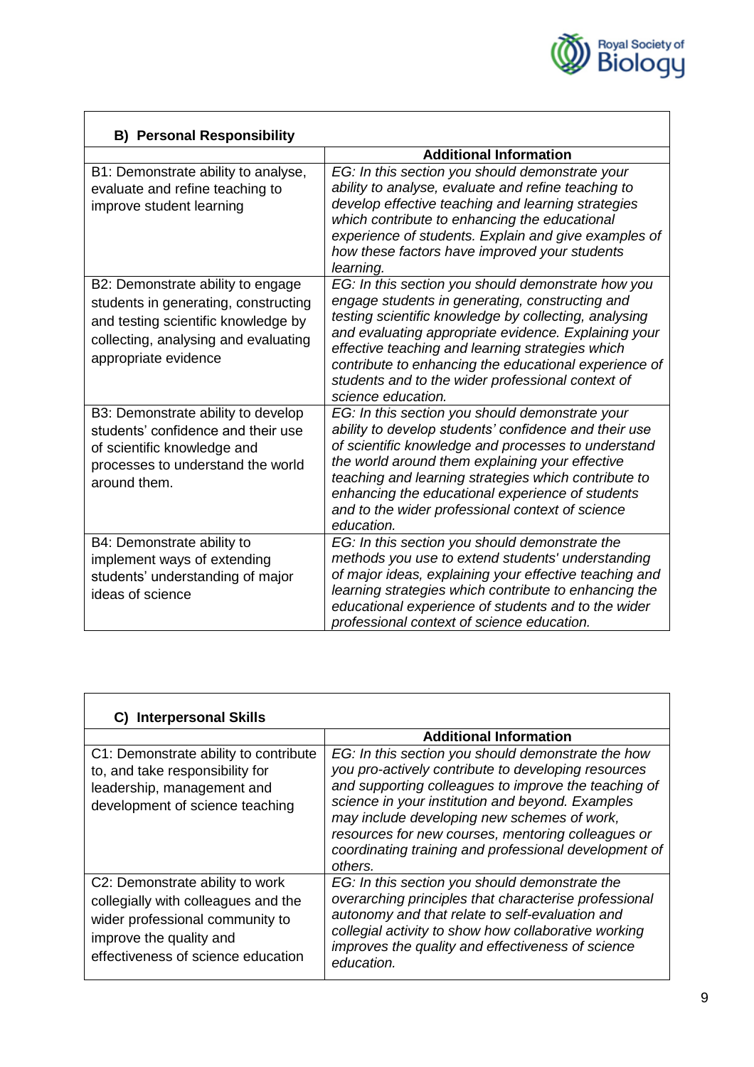| B) Personal Responsibility | |
|---|---|
| | **Additional Information** |
| B1: Demonstrate ability to analyse, evaluate and refine teaching to improve student learning | *EG: In this section you should demonstrate your ability to analyse, evaluate and refine teaching to develop effective teaching and learning strategies which contribute to enhancing the educational experience of students. Explain and give examples of how these factors have improved your students learning.* |
| B2: Demonstrate ability to engage students in generating, constructing and testing scientific knowledge by collecting, analysing and evaluating appropriate evidence | *EG: In this section you should demonstrate how you engage students in generating, constructing and testing scientific knowledge by collecting, analysing and evaluating appropriate evidence. Explaining your effective teaching and learning strategies which contribute to enhancing the educational experience of students and to the wider professional context of science education.* |
| B3: Demonstrate ability to develop students' confidence and their use of scientific knowledge and processes to understand the world around them. | *EG: In this section you should demonstrate your ability to develop students' confidence and their use of scientific knowledge and processes to understand the world around them explaining your effective teaching and learning strategies which contribute to enhancing the educational experience of students and to the wider professional context of science education.* |
| B4: Demonstrate ability to implement ways of extending students' understanding of major ideas of science | *EG: In this section you should demonstrate the methods you use to extend students' understanding of major ideas, explaining your effective teaching and learning strategies which contribute to enhancing the educational experience of students and to the wider professional context of science education.* |

| C) Interpersonal Skills | |
|---|---|
| | **Additional Information** |
| C1: Demonstrate ability to contribute to, and take responsibility for leadership, management and development of science teaching | *EG: In this section you should demonstrate the how you pro-actively contribute to developing resources and supporting colleagues to improve the teaching of science in your institution and beyond. Examples may include developing new schemes of work, resources for new courses, mentoring colleagues or coordinating training and professional development of others.* |
| C2: Demonstrate ability to work collegially with colleagues and the wider professional community to improve the quality and effectiveness of science education | *EG: In this section you should demonstrate the overarching principles that characterise professional autonomy and that relate to self-evaluation and collegial activity to show how collaborative working improves the quality and effectiveness of science education.* |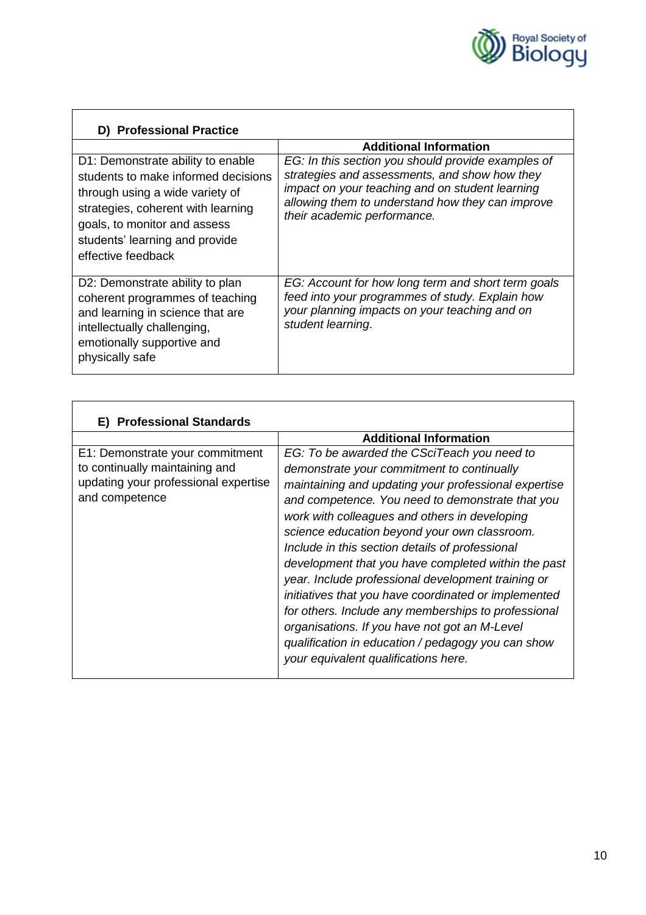| D) Professional Practice | |
|---|---|
| | **Additional Information** |
| D1: Demonstrate ability to enable students to make informed decisions through using a wide variety of strategies, coherent with learning goals, to monitor and assess students' learning and provide effective feedback | *EG: In this section you should provide examples of strategies and assessments, and show how they impact on your teaching and on student learning allowing them to understand how they can improve their academic performance.* |
| D2: Demonstrate ability to plan coherent programmes of teaching and learning in science that are intellectually challenging, emotionally supportive and physically safe | *EG: Account for how long term and short term goals feed into your programmes of study. Explain how your planning impacts on your teaching and on student learning.* |

| E) Professional Standards | |
|---|---|
| | **Additional Information** |
| E1: Demonstrate your commitment to continually maintaining and updating your professional expertise and competence | *EG: To be awarded the CSciTeach you need to demonstrate your commitment to continually maintaining and updating your professional expertise and competence. You need to demonstrate that you work with colleagues and others in developing science education beyond your own classroom. Include in this section details of professional development that you have completed within the past year. Include professional development training or initiatives that you have coordinated or implemented for others. Include any memberships to professional organisations. If you have not got an M-Level qualification in education / pedagogy you can show your equivalent qualifications here.* |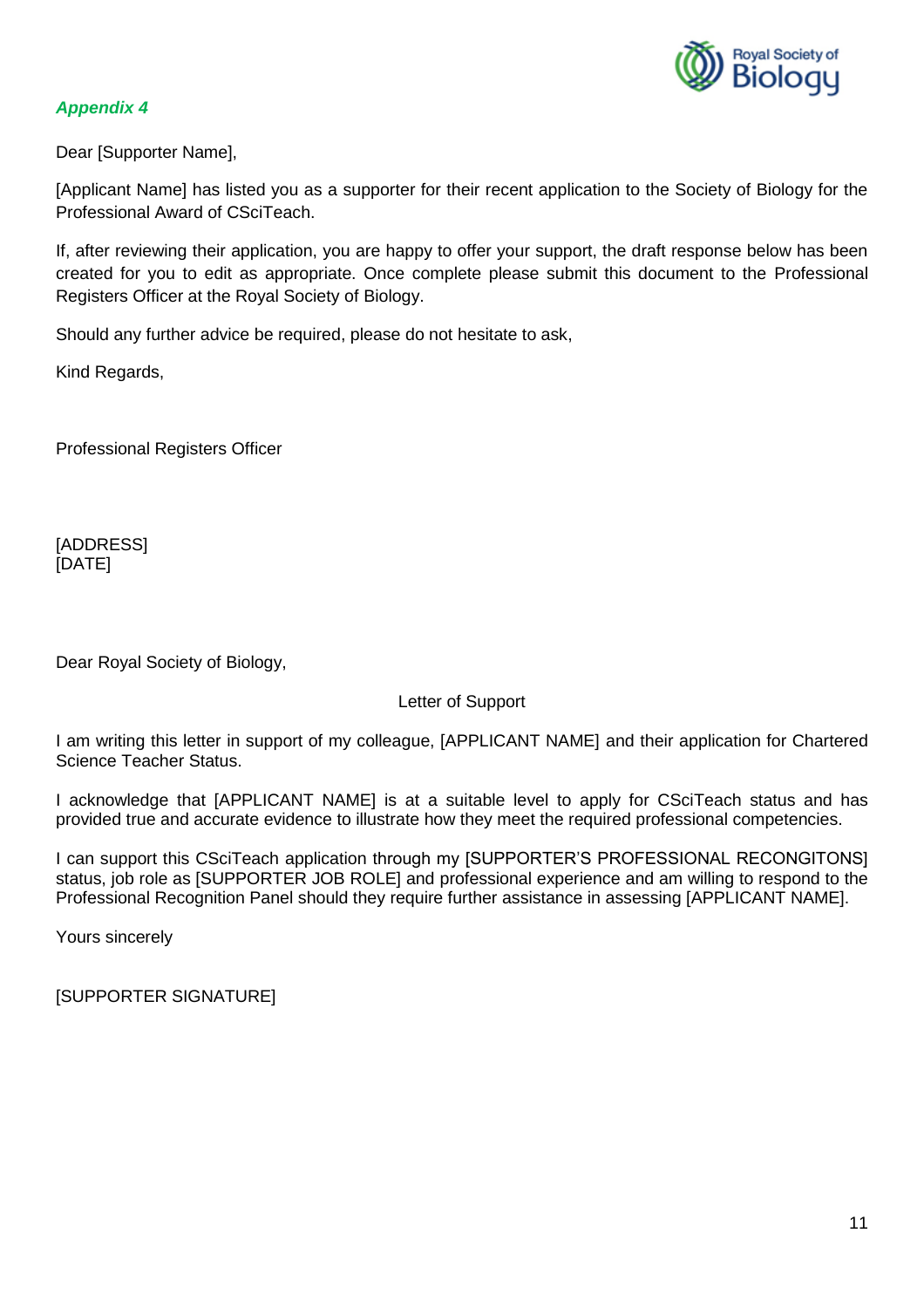***Appendix 4***

Dear [Supporter Name],

[Applicant Name] has listed you as a supporter for their recent application to the Society of Biology for the Professional Award of CSciTeach.

If, after reviewing their application, you are happy to offer your support, the draft response below has been created for you to edit as appropriate. Once complete please submit this document to the Professional Registers Officer at the Royal Society of Biology.

Should any further advice be required, please do not hesitate to ask,

Kind Regards,

Professional Registers Officer

[ADDRESS]
[DATE]

Dear Royal Society of Biology,

Letter of Support

I am writing this letter in support of my colleague, [APPLICANT NAME] and their application for Chartered Science Teacher Status.

I acknowledge that [APPLICANT NAME] is at a suitable level to apply for CSciTeach status and has provided true and accurate evidence to illustrate how they meet the required professional competencies.

I can support this CSciTeach application through my [SUPPORTER'S PROFESSIONAL RECONGITONS] status, job role as [SUPPORTER JOB ROLE] and professional experience and am willing to respond to the Professional Recognition Panel should they require further assistance in assessing [APPLICANT NAME].

Yours sincerely

[SUPPORTER SIGNATURE]